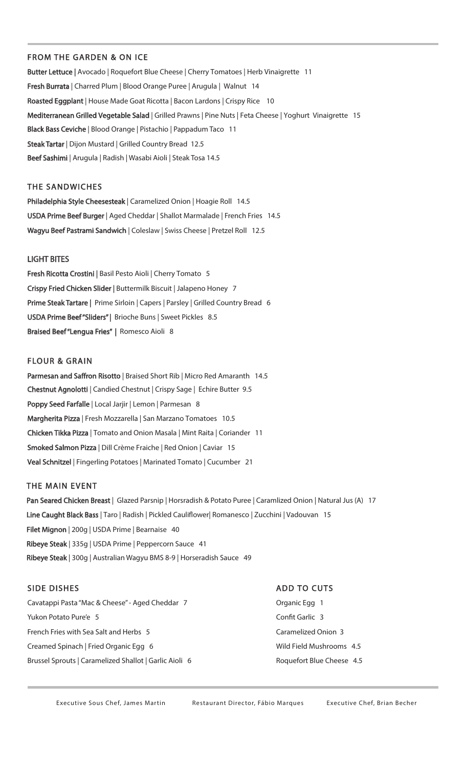## FROM THE GARDEN & ON ICE

**Butter Lettuce** | Avocado | Roquefort Blue Cheese | Cherry Tomatoes | Herb Vinaigrette 11

**Fresh Burrata** | Charred Plum | Blood Orange Puree | Arugula | Walnut 14

**Roasted Eggplant** | House Made Goat Ricotta | Bacon Lardons | Crispy Rice 10

**Mediterranean Grilled Vegetable Salad** | Grilled Prawns | Pine Nuts | Feta Cheese | Yoghurt Vinaigrette 15

**Black Bass Ceviche** | Blood Orange | Pistachio | Pappadum Taco 11

**Steak Tartar** | Dijon Mustard | Grilled Country Bread 12.5

**Beef Sashimi** | Arugula | Radish | Wasabi Aioli | Steak Tosa 14.5

## THE SANDWICHES

**Philadelphia Style Cheesesteak** | Caramelized Onion | Hoagie Roll 14.5

**USDA Prime Beef Burger** | Aged Cheddar | Shallot Marmalade | French Fries 14.5

**Wagyu Beef Pastrami Sandwich** | Coleslaw | Swiss Cheese | Pretzel Roll 12.5

## LIGHT BITES

**Fresh Ricotta Crostini** | Basil Pesto Aioli | Cherry Tomato 5

**Crispy Fried Chicken Slider** | Buttermilk Biscuit | Jalapeno Honey 7

**Prime Steak Tartare** | Prime Sirloin | Capers | Parsley | Grilled Country Bread 6

**USDA Prime Beef "Sliders"** | Brioche Buns | Sweet Pickles 8.5

**Braised Beef "Lengua Fries"** | Romesco Aioli 8

## FLOUR & GRAIN

**Parmesan and Saffron Risotto** | Braised Short Rib | Micro Red Amaranth 14.5

**Chestnut Agnolotti** | Candied Chestnut | Crispy Sage | Echire Butter 9.5

**Poppy Seed Farfalle** | Local Jarjir | Lemon | Parmesan 8

**Margherita Pizza** | Fresh Mozzarella | San Marzano Tomatoes 10.5

**Chicken Tikka Pizza** | Tomato and Onion Masala | Mint Raita | Coriander 11

**Smoked Salmon Pizza** | Dill Crème Fraiche | Red Onion | Caviar 15

**Veal Schnitzel** | Fingerling Potatoes | Marinated Tomato | Cucumber 21

## THE MAIN EVENT

**Pan Seared Chicken Breast** | Glazed Parsnip | Horsradish & Potato Puree | Caramlized Onion | Natural Jus (A) 17

**Line Caught Black Bass** | Taro | Radish | Pickled Cauliflower| Romanesco | Zucchini | Vadouvan 15

**Filet Mignon** | 200g | USDA Prime | Bearnaise 40

**Ribeye Steak** | 335g | USDA Prime | Peppercorn Sauce 41

**Ribeye Steak** | 300g | Australian Wagyu BMS 8-9 | Horseradish Sauce 49

## SIDE DISHES

Cavatappi Pasta "Mac & Cheese" - Aged Cheddar 7

Yukon Potato Pure'e 5

French Fries with Sea Salt and Herbs 5

Creamed Spinach | Fried Organic Egg 6

Brussel Sprouts | Caramelized Shallot | Garlic Aioli 6

## ADD TO CUTS

Organic Egg 1

Confit Garlic 3

Caramelized Onion 3

Wild Field Mushrooms 4.5

Roquefort Blue Cheese 4.5

Executive Sous Chef, James Martin     Restaurant Director, Fábio Marques     Executive Chef, Brian Becher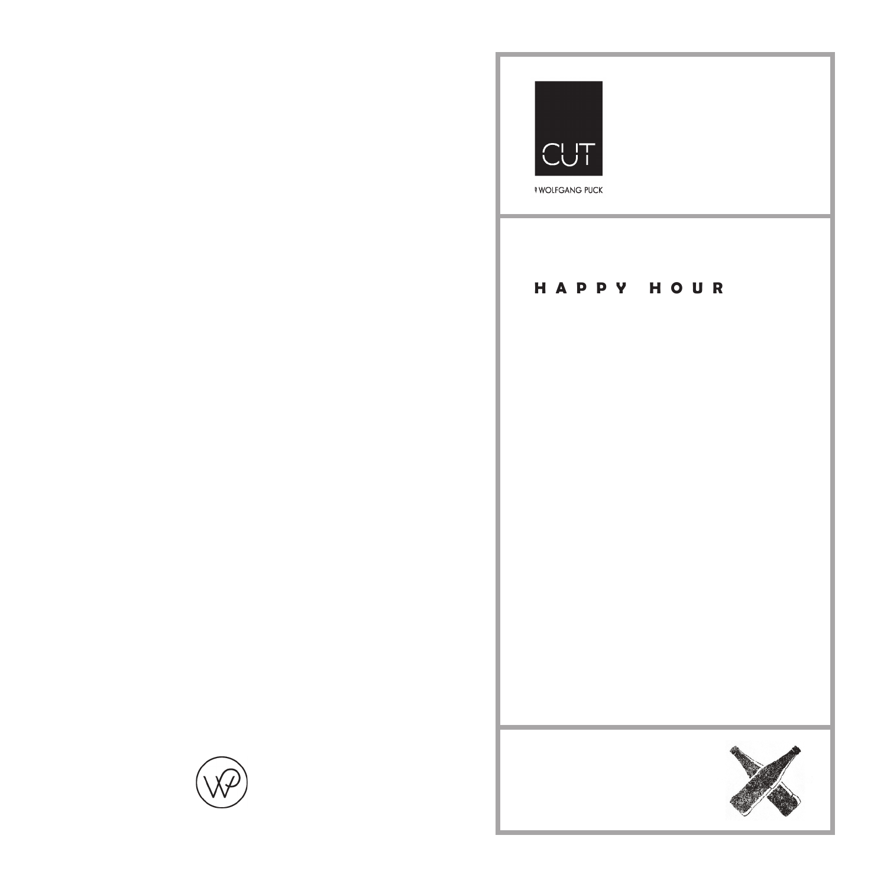CUT

WOLFGANG PUCK

# HAPPY HOUR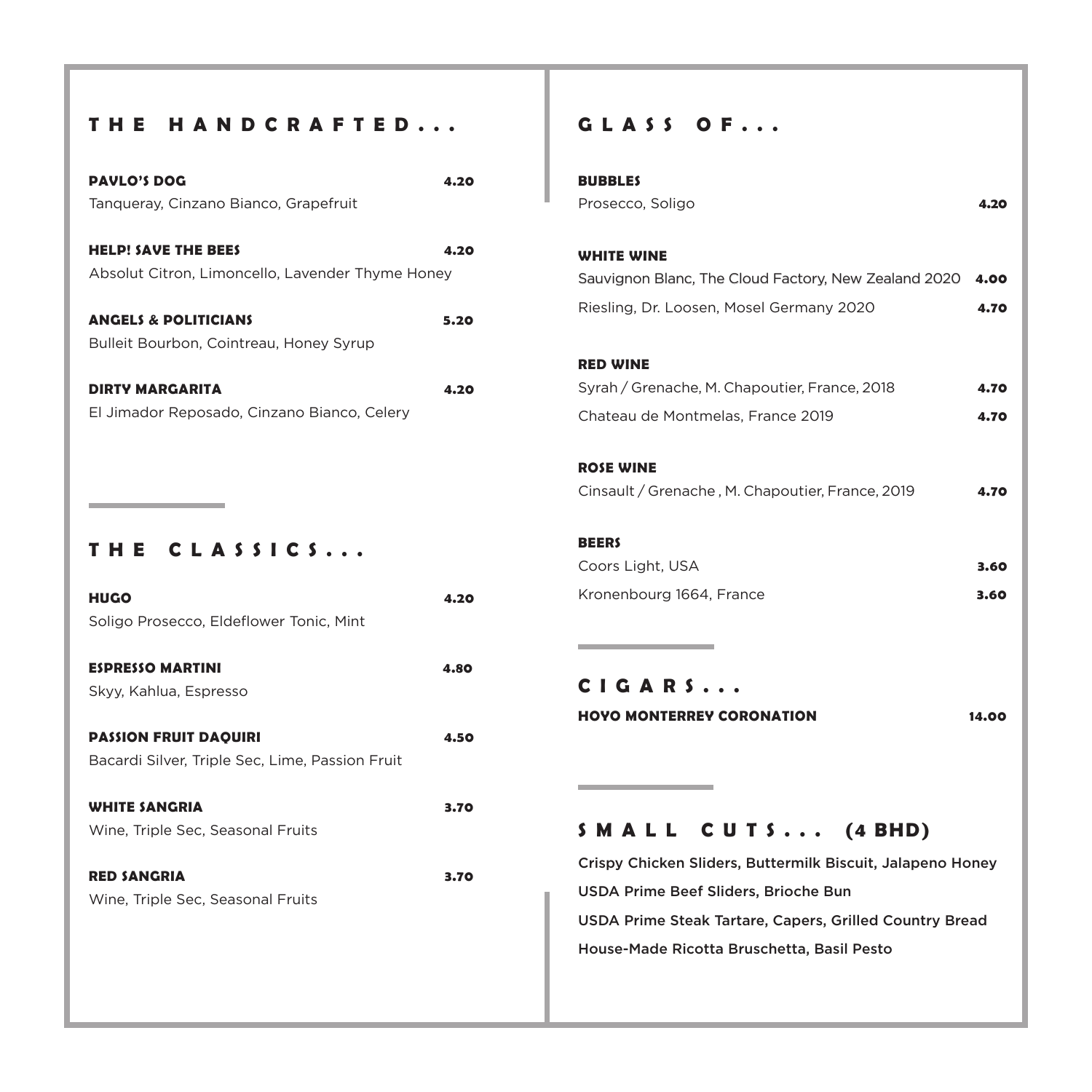## THE HANDCRAFTED...

**PAVLO'S DOG** **4.20**
Tanqueray, Cinzano Bianco, Grapefruit

**HELP! SAVE THE BEES** **4.20**
Absolut Citron, Limoncello, Lavender Thyme Honey

**ANGELS & POLITICIANS** **5.20**
Bulleit Bourbon, Cointreau, Honey Syrup

**DIRTY MARGARITA** **4.20**
El Jimador Reposado, Cinzano Bianco, Celery

## THE CLASSICS...

**HUGO** **4.20**
Soligo Prosecco, Eldeflower Tonic, Mint

**ESPRESSO MARTINI** **4.80**
Skyy, Kahlua, Espresso

**PASSION FRUIT DAQUIRI** **4.50**
Bacardi Silver, Triple Sec, Lime, Passion Fruit

**WHITE SANGRIA** **3.70**
Wine, Triple Sec, Seasonal Fruits

**RED SANGRIA** **3.70**
Wine, Triple Sec, Seasonal Fruits

## GLASS OF...

**BUBBLES**
Prosecco, Soligo **4.20**

**WHITE WINE**
Sauvignon Blanc, The Cloud Factory, New Zealand 2020 **4.00**
Riesling, Dr. Loosen, Mosel Germany 2020 **4.70**

**RED WINE**
Syrah / Grenache, M. Chapoutier, France, 2018 **4.70**
Chateau de Montmelas, France 2019 **4.70**

**ROSE WINE**
Cinsault / Grenache , M. Chapoutier, France, 2019 **4.70**

**BEERS**
Coors Light, USA **3.60**
Kronenbourg 1664, France **3.60**

## CIGARS...

**HOYO MONTERREY CORONATION** **14.00**

## SMALL CUTS... (4 BHD)

**Crispy Chicken Sliders, Buttermilk Biscuit, Jalapeno Honey**
**USDA Prime Beef Sliders, Brioche Bun**
**USDA Prime Steak Tartare, Capers, Grilled Country Bread**
**House-Made Ricotta Bruschetta, Basil Pesto**